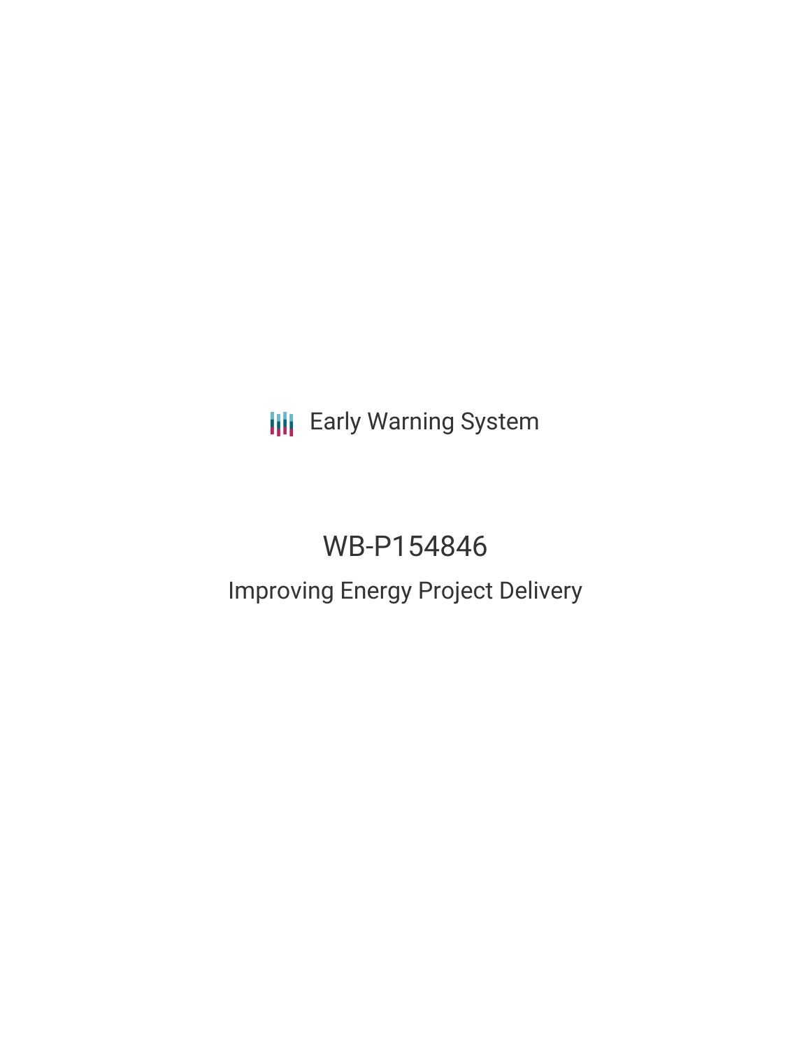Early Warning System

# WB-P154846

## Improving Energy Project Delivery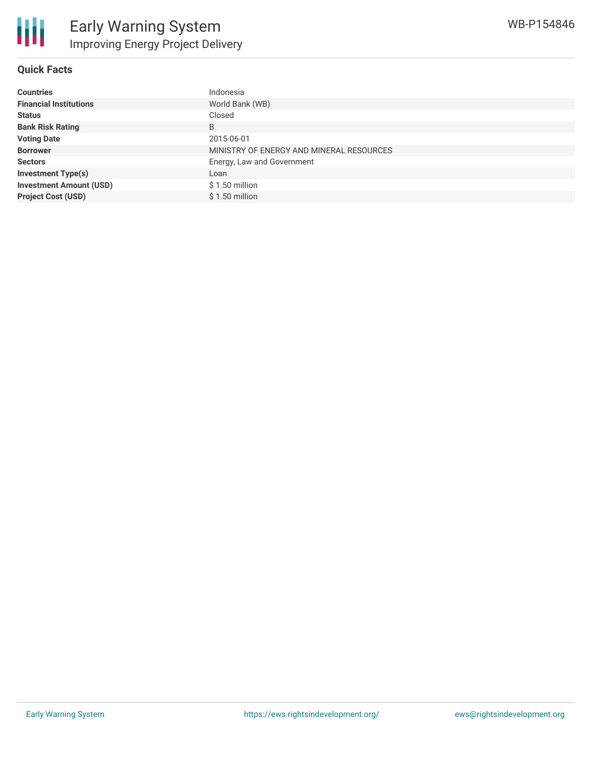# Early Warning System

## Improving Energy Project Delivery

WB-P154846

### Quick Facts

| | |
|---|---|
| **Countries** | Indonesia |
| **Financial Institutions** | World Bank (WB) |
| **Status** | Closed |
| **Bank Risk Rating** | B |
| **Voting Date** | 2015-06-01 |
| **Borrower** | MINISTRY OF ENERGY AND MINERAL RESOURCES |
| **Sectors** | Energy, Law and Government |
| **Investment Type(s)** | Loan |
| **Investment Amount (USD)** | $ 1.50 million |
| **Project Cost (USD)** | $ 1.50 million |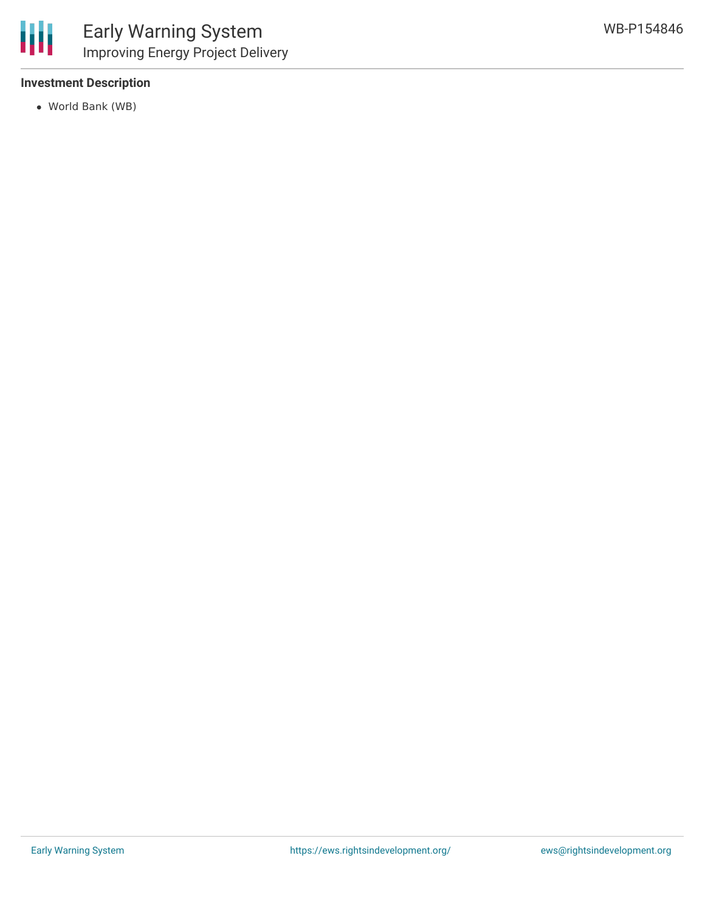### Investment Description

- World Bank (WB)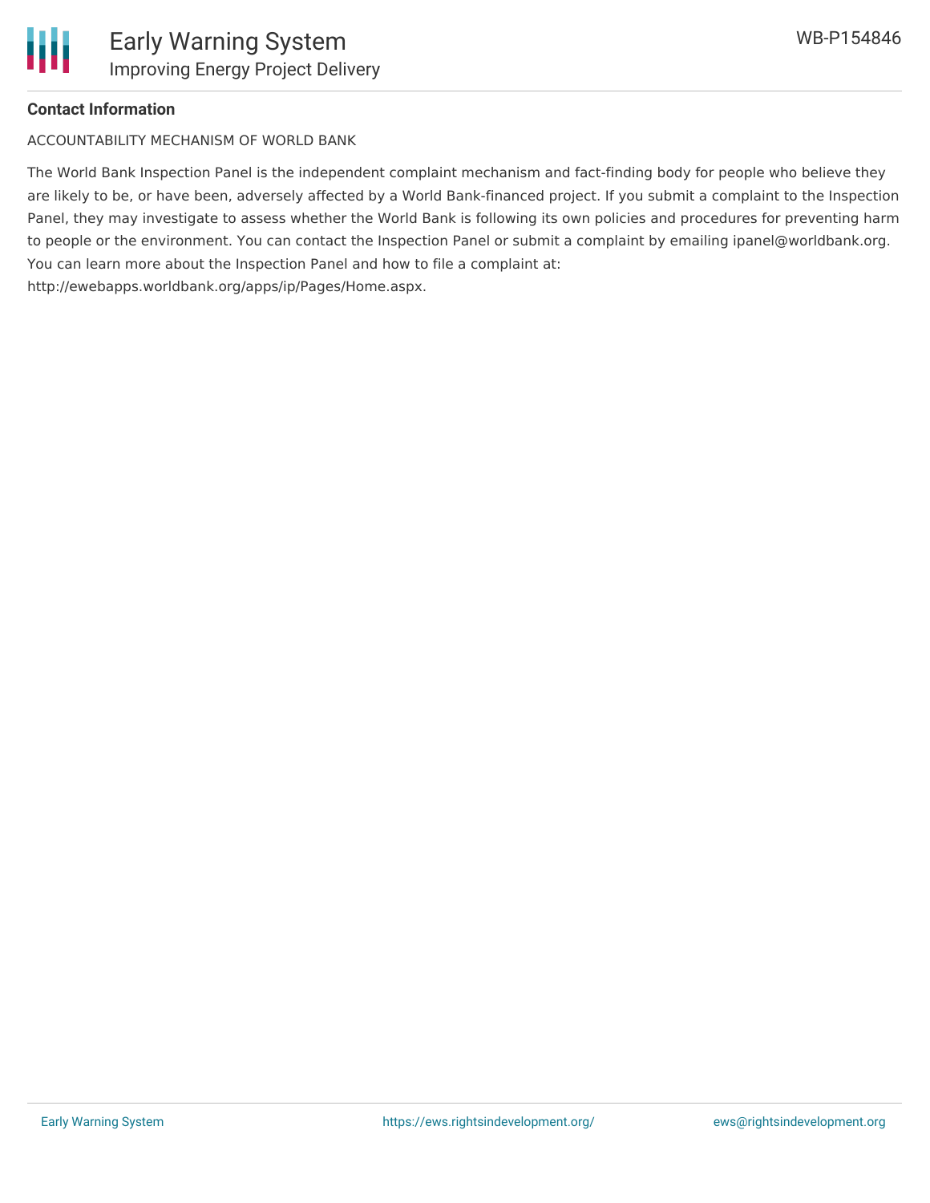### Contact Information

ACCOUNTABILITY MECHANISM OF WORLD BANK

The World Bank Inspection Panel is the independent complaint mechanism and fact-finding body for people who believe they are likely to be, or have been, adversely affected by a World Bank-financed project. If you submit a complaint to the Inspection Panel, they may investigate to assess whether the World Bank is following its own policies and procedures for preventing harm to people or the environment. You can contact the Inspection Panel or submit a complaint by emailing ipanel@worldbank.org. You can learn more about the Inspection Panel and how to file a complaint at: http://ewebapps.worldbank.org/apps/ip/Pages/Home.aspx.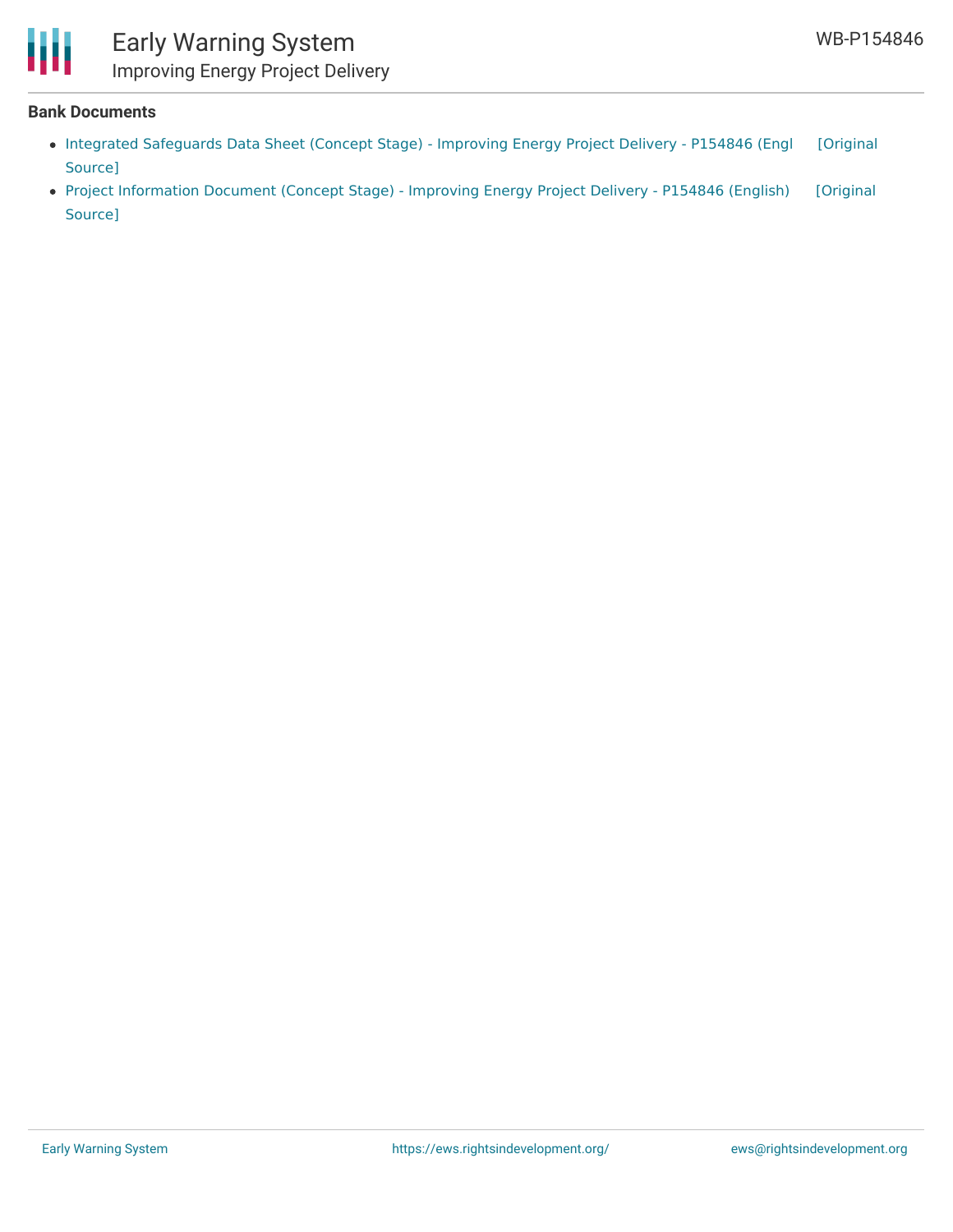**Bank Documents**

- Integrated Safeguards Data Sheet (Concept Stage) - Improving Energy Project Delivery - P154846 (Engl [Original Source]
- Project Information Document (Concept Stage) - Improving Energy Project Delivery - P154846 (English) [Original Source]